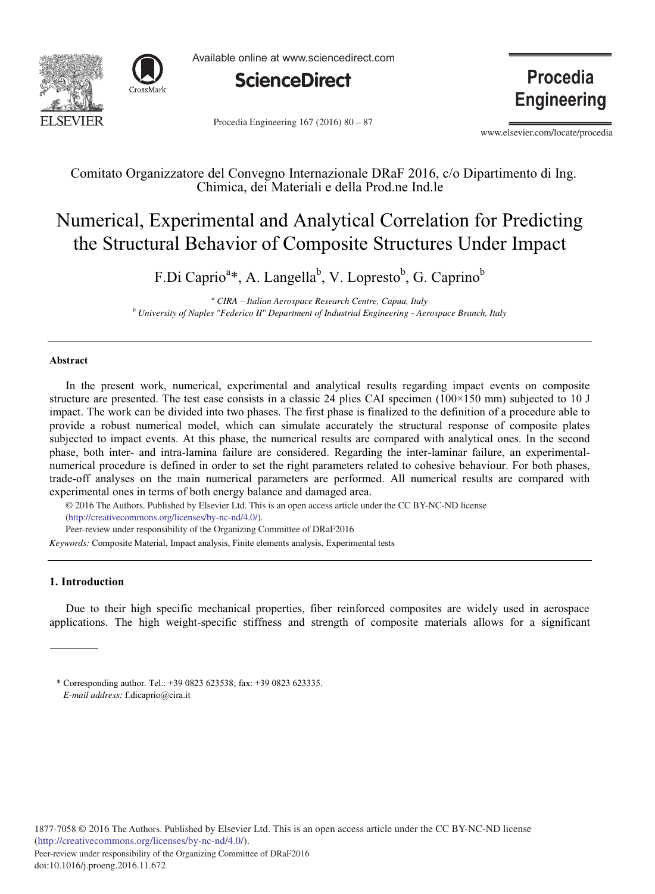Comitato Organizzatore del Convegno Internazionale DRaF 2016, c/o Dipartimento di Ing. Chimica, dei Materiali e della Prod.ne Ind.le

# Numerical, Experimental and Analytical Correlation for Predicting the Structural Behavior of Composite Structures Under Impact

F.Di Caprio[a]*, A. Langella[b], V. Lopresto[b], G. Caprino[b]

[a] *CIRA – Italian Aerospace Research Centre, Capua, Italy*
[b] *University of Naples "Federico II" Department of Industrial Engineering - Aerospace Branch, Italy*

---

**Abstract**

In the present work, numerical, experimental and analytical results regarding impact events on composite structure are presented. The test case consists in a classic 24 plies CAI specimen (100×150 mm) subjected to 10 J impact. The work can be divided into two phases. The first phase is finalized to the definition of a procedure able to provide a robust numerical model, which can simulate accurately the structural response of composite plates subjected to impact events. At this phase, the numerical results are compared with analytical ones. In the second phase, both inter- and intra-lamina failure are considered. Regarding the inter-laminar failure, an experimental-numerical procedure is defined in order to set the right parameters related to cohesive behaviour. For both phases, trade-off analyses on the main numerical parameters are performed. All numerical results are compared with experimental ones in terms of both energy balance and damaged area.

© 2016 The Authors. Published by Elsevier Ltd. This is an open access article under the CC BY-NC-ND license (http://creativecommons.org/licenses/by-nc-nd/4.0/).

Peer-review under responsibility of the Organizing Committee of DRaF2016

*Keywords:* Composite Material, Impact analysis, Finite elements analysis, Experimental tests

---

## 1. Introduction

Due to their high specific mechanical properties, fiber reinforced composites are widely used in aerospace applications. The high weight-specific stiffness and strength of composite materials allows for a significant

---

\* Corresponding author. Tel.: +39 0823 623538; fax: +39 0823 623335.
*E-mail address:* f.dicaprio@cira.it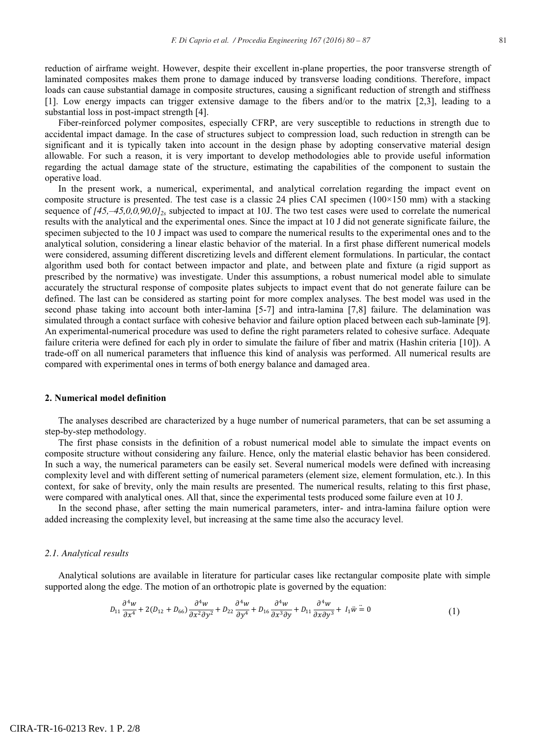reduction of airframe weight. However, despite their excellent in-plane properties, the poor transverse strength of laminated composites makes them prone to damage induced by transverse loading conditions. Therefore, impact loads can cause substantial damage in composite structures, causing a significant reduction of strength and stiffness [1]. Low energy impacts can trigger extensive damage to the fibers and/or to the matrix [2,3], leading to a substantial loss in post-impact strength [4].

Fiber-reinforced polymer composites, especially CFRP, are very susceptible to reductions in strength due to accidental impact damage. In the case of structures subject to compression load, such reduction in strength can be significant and it is typically taken into account in the design phase by adopting conservative material design allowable. For such a reason, it is very important to develop methodologies able to provide useful information regarding the actual damage state of the structure, estimating the capabilities of the component to sustain the operative load.

In the present work, a numerical, experimental, and analytical correlation regarding the impact event on composite structure is presented. The test case is a classic 24 plies CAI specimen (100×150 mm) with a stacking sequence of $[45,-45,0,0,90,0]_{2s}$ subjected to impact at 10J. The two test cases were used to correlate the numerical results with the analytical and the experimental ones. Since the impact at 10 J did not generate significate failure, the specimen subjected to the 10 J impact was used to compare the numerical results to the experimental ones and to the analytical solution, considering a linear elastic behavior of the material. In a first phase different numerical models were considered, assuming different discretizing levels and different element formulations. In particular, the contact algorithm used both for contact between impactor and plate, and between plate and fixture (a rigid support as prescribed by the normative) was investigate. Under this assumptions, a robust numerical model able to simulate accurately the structural response of composite plates subjects to impact event that do not generate failure can be defined. The last can be considered as starting point for more complex analyses. The best model was used in the second phase taking into account both inter-lamina [5-7] and intra-lamina [7,8] failure. The delamination was simulated through a contact surface with cohesive behavior and failure option placed between each sub-laminate [9]. An experimental-numerical procedure was used to define the right parameters related to cohesive surface. Adequate failure criteria were defined for each ply in order to simulate the failure of fiber and matrix (Hashin criteria [10]). A trade-off on all numerical parameters that influence this kind of analysis was performed. All numerical results are compared with experimental ones in terms of both energy balance and damaged area.

## 2. Numerical model definition

The analyses described are characterized by a huge number of numerical parameters, that can be set assuming a step-by-step methodology.

The first phase consists in the definition of a robust numerical model able to simulate the impact events on composite structure without considering any failure. Hence, only the material elastic behavior has been considered. In such a way, the numerical parameters can be easily set. Several numerical models were defined with increasing complexity level and with different setting of numerical parameters (element size, element formulation, etc.). In this context, for sake of brevity, only the main results are presented. The numerical results, relating to this first phase, were compared with analytical ones. All that, since the experimental tests produced some failure even at 10 J.

In the second phase, after setting the main numerical parameters, inter- and intra-lamina failure option were added increasing the complexity level, but increasing at the same time also the accuracy level.

### *2.1. Analytical results*

Analytical solutions are available in literature for particular cases like rectangular composite plate with simple supported along the edge. The motion of an orthotropic plate is governed by the equation:

$$D_{11}\frac{\partial^4 w}{\partial x^4} + 2(D_{12}+D_{66})\frac{\partial^4 w}{\partial x^2 \partial y^2} + D_{22}\frac{\partial^4 w}{\partial y^4} + D_{16}\frac{\partial^4 w}{\partial x^3 \partial y} + D_{11}\frac{\partial^4 w}{\partial x \partial y^3} + I_1 \ddot{w} = 0 \tag{1}$$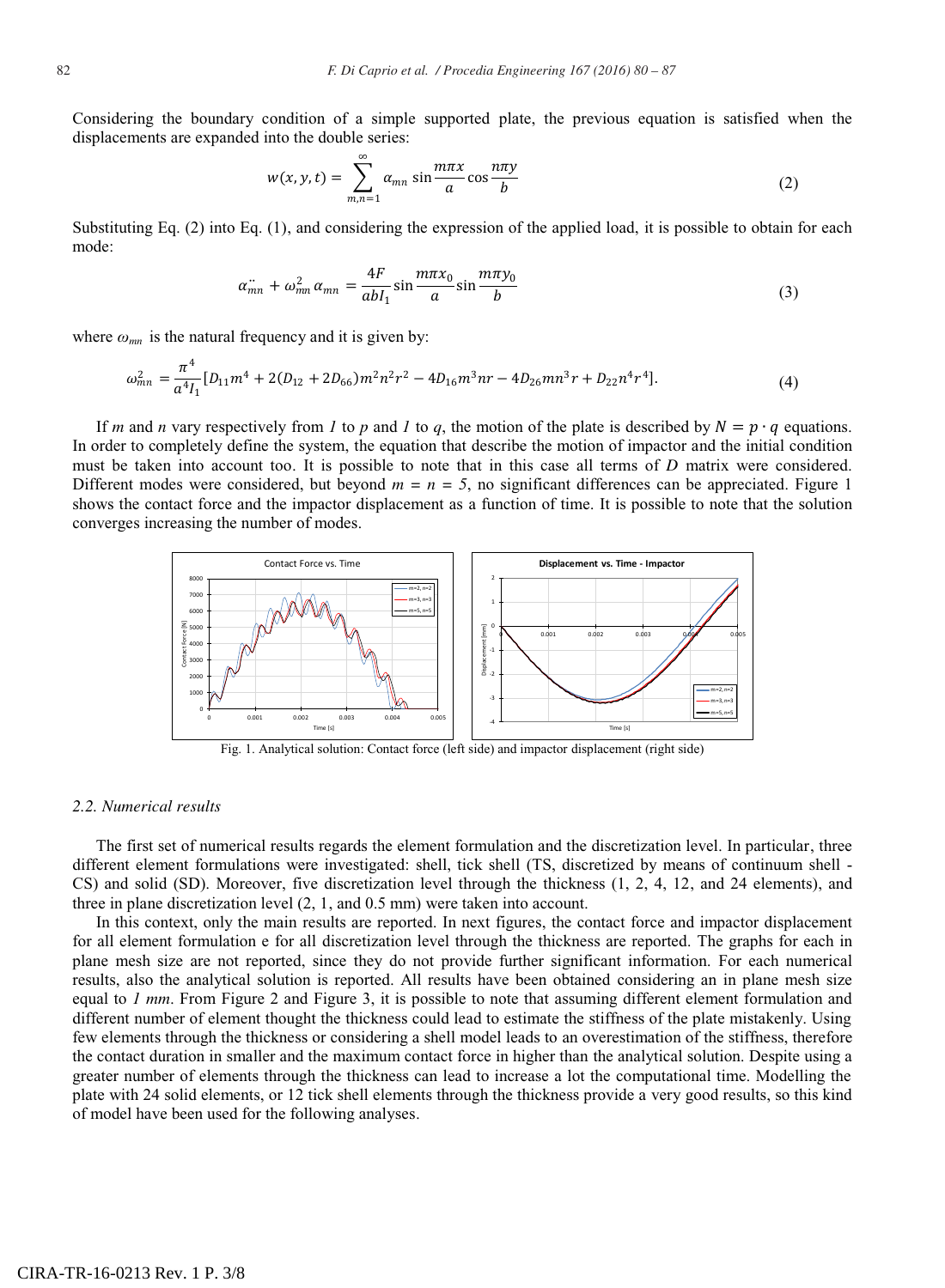Considering the boundary condition of a simple supported plate, the previous equation is satisfied when the displacements are expanded into the double series:

$$w(x, y, t) = \sum_{m,n=1}^{\infty} \alpha_{mn} \sin\frac{m\pi x}{a} \cos\frac{n\pi y}{b} \tag{2}$$

Substituting Eq. (2) into Eq. (1), and considering the expression of the applied load, it is possible to obtain for each mode:

$$\ddot{\alpha}_{mn} + \omega_{mn}^2 \alpha_{mn} = \frac{4F}{abI_1} \sin\frac{m\pi x_0}{a} \sin\frac{m\pi y_0}{b} \tag{3}$$

where $\omega_{mn}$ is the natural frequency and it is given by:

$$\omega_{mn}^2 = \frac{\pi^4}{a^4 I_1}\left[D_{11}m^4 + 2(D_{12} + 2D_{66})m^2n^2r^2 - 4D_{16}m^3nr - 4D_{26}mn^3r + D_{22}n^4r^4\right]. \tag{4}$$

If $m$ and $n$ vary respectively from $1$ to $p$ and $1$ to $q$, the motion of the plate is described by $N = p \cdot q$ equations. In order to completely define the system, the equation that describe the motion of impactor and the initial condition must be taken into account too. It is possible to note that in this case all terms of $D$ matrix were considered. Different modes were considered, but beyond $m = n = 5$, no significant differences can be appreciated. Figure 1 shows the contact force and the impactor displacement as a function of time. It is possible to note that the solution converges increasing the number of modes.

Fig. 1. Analytical solution: Contact force (left side) and impactor displacement (right side)

## 2.2. Numerical results

The first set of numerical results regards the element formulation and the discretization level. In particular, three different element formulations were investigated: shell, tick shell (TS, discretized by means of continuum shell - CS) and solid (SD). Moreover, five discretization level through the thickness (1, 2, 4, 12, and 24 elements), and three in plane discretization level (2, 1, and 0.5 mm) were taken into account.

In this context, only the main results are reported. In next figures, the contact force and impactor displacement for all element formulation e for all discretization level through the thickness are reported. The graphs for each in plane mesh size are not reported, since they do not provide further significant information. For each numerical results, also the analytical solution is reported. All results have been obtained considering an in plane mesh size equal to *1 mm*. From Figure 2 and Figure 3, it is possible to note that assuming different element formulation and different number of element thought the thickness could lead to estimate the stiffness of the plate mistakenly. Using few elements through the thickness or considering a shell model leads to an overestimation of the stiffness, therefore the contact duration in smaller and the maximum contact force in higher than the analytical solution. Despite using a greater number of elements through the thickness can lead to increase a lot the computational time. Modelling the plate with 24 solid elements, or 12 tick shell elements through the thickness provide a very good results, so this kind of model have been used for the following analyses.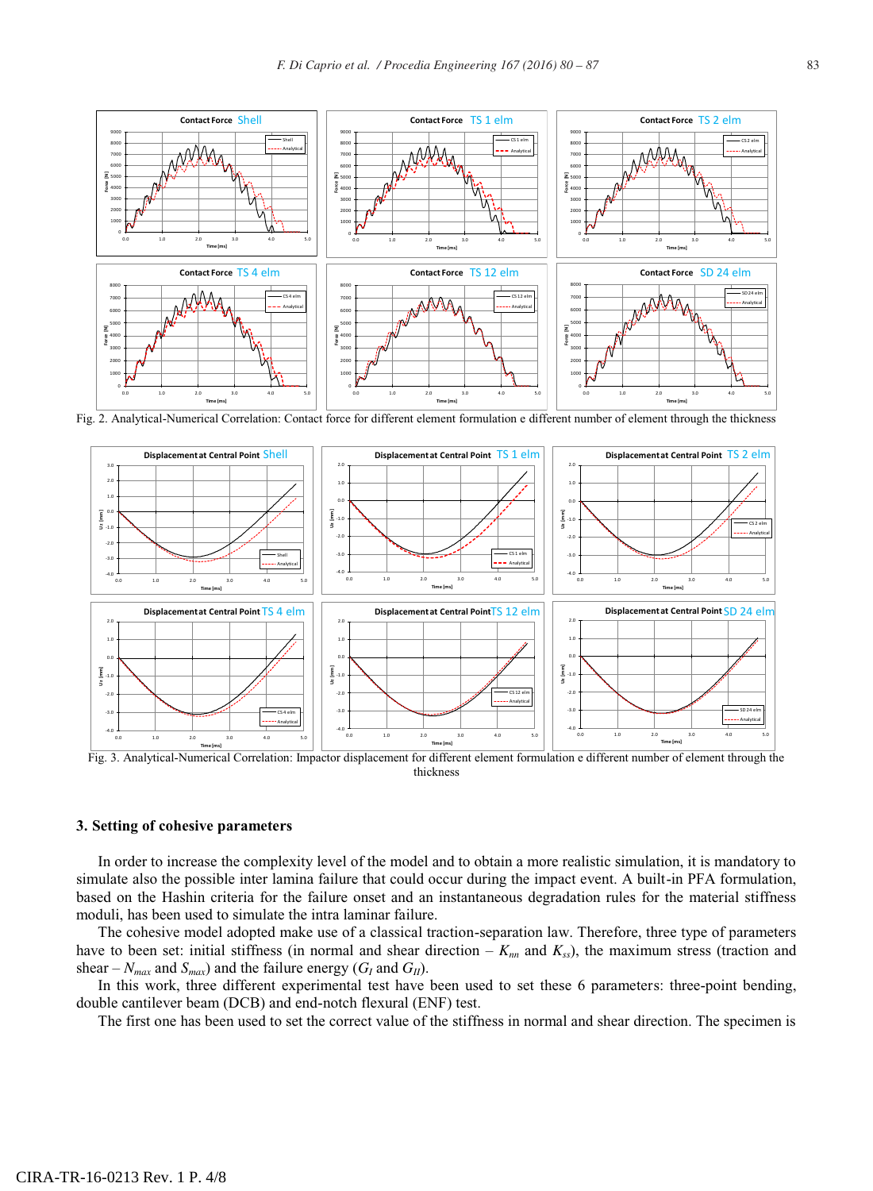Fig. 2. Analytical-Numerical Correlation: Contact force for different element formulation e different number of element through the thickness

Fig. 3. Analytical-Numerical Correlation: Impactor displacement for different element formulation e different number of element through the thickness

## 3. Setting of cohesive parameters

In order to increase the complexity level of the model and to obtain a more realistic simulation, it is mandatory to simulate also the possible inter lamina failure that could occur during the impact event. A built-in PFA formulation, based on the Hashin criteria for the failure onset and an instantaneous degradation rules for the material stiffness moduli, has been used to simulate the intra laminar failure.

The cohesive model adopted make use of a classical traction-separation law. Therefore, three type of parameters have to been set: initial stiffness (in normal and shear direction – $K_{nn}$ and $K_{ss}$), the maximum stress (traction and shear – $N_{max}$ and $S_{max}$) and the failure energy ($G_I$ and $G_{II}$).

In this work, three different experimental test have been used to set these 6 parameters: three-point bending, double cantilever beam (DCB) and end-notch flexural (ENF) test.

The first one has been used to set the correct value of the stiffness in normal and shear direction. The specimen is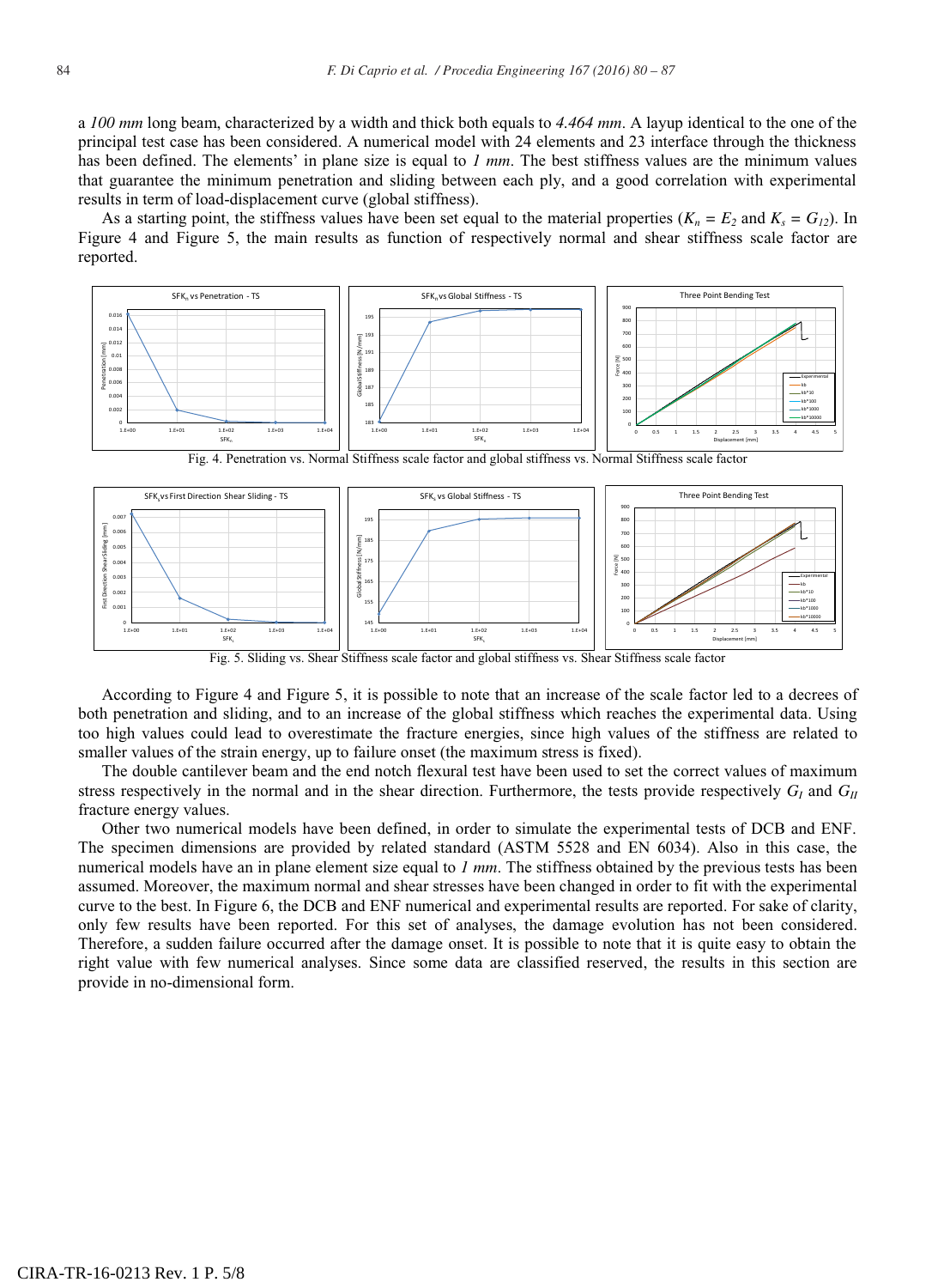a *100 mm* long beam, characterized by a width and thick both equals to *4.464 mm*. A layup identical to the one of the principal test case has been considered. A numerical model with 24 elements and 23 interface through the thickness has been defined. The elements' in plane size is equal to *1 mm*. The best stiffness values are the minimum values that guarantee the minimum penetration and sliding between each ply, and a good correlation with experimental results in term of load-displacement curve (global stiffness).

As a starting point, the stiffness values have been set equal to the material properties ($K_n = E_2$ and $K_s = G_{12}$). In Figure 4 and Figure 5, the main results as function of respectively normal and shear stiffness scale factor are reported.

Fig. 4. Penetration vs. Normal Stiffness scale factor and global stiffness vs. Normal Stiffness scale factor

Fig. 5. Sliding vs. Shear Stiffness scale factor and global stiffness vs. Shear Stiffness scale factor

According to Figure 4 and Figure 5, it is possible to note that an increase of the scale factor led to a decrees of both penetration and sliding, and to an increase of the global stiffness which reaches the experimental data. Using too high values could lead to overestimate the fracture energies, since high values of the stiffness are related to smaller values of the strain energy, up to failure onset (the maximum stress is fixed).

The double cantilever beam and the end notch flexural test have been used to set the correct values of maximum stress respectively in the normal and in the shear direction. Furthermore, the tests provide respectively $G_I$ and $G_{II}$ fracture energy values.

Other two numerical models have been defined, in order to simulate the experimental tests of DCB and ENF. The specimen dimensions are provided by related standard (ASTM 5528 and EN 6034). Also in this case, the numerical models have an in plane element size equal to *1 mm*. The stiffness obtained by the previous tests has been assumed. Moreover, the maximum normal and shear stresses have been changed in order to fit with the experimental curve to the best. In Figure 6, the DCB and ENF numerical and experimental results are reported. For sake of clarity, only few results have been reported. For this set of analyses, the damage evolution has not been considered. Therefore, a sudden failure occurred after the damage onset. It is possible to note that it is quite easy to obtain the right value with few numerical analyses. Since some data are classified reserved, the results in this section are provide in no-dimensional form.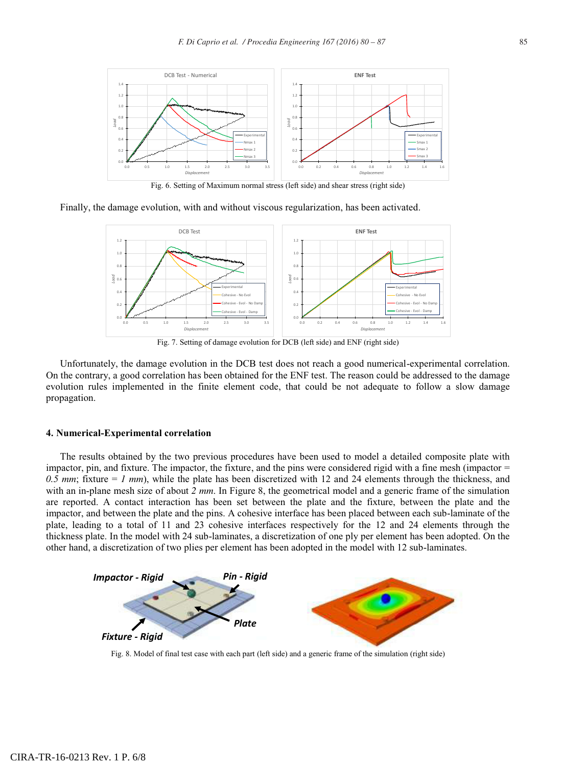Fig. 6. Setting of Maximum normal stress (left side) and shear stress (right side)

Finally, the damage evolution, with and without viscous regularization, has been activated.

Fig. 7. Setting of damage evolution for DCB (left side) and ENF (right side)

Unfortunately, the damage evolution in the DCB test does not reach a good numerical-experimental correlation. On the contrary, a good correlation has been obtained for the ENF test. The reason could be addressed to the damage evolution rules implemented in the finite element code, that could be not adequate to follow a slow damage propagation.

## 4. Numerical-Experimental correlation

The results obtained by the two previous procedures have been used to model a detailed composite plate with impactor, pin, and fixture. The impactor, the fixture, and the pins were considered rigid with a fine mesh (impactor = *0.5 mm*; fixture = *1 mm*), while the plate has been discretized with 12 and 24 elements through the thickness, and with an in-plane mesh size of about *2 mm*. In Figure 8, the geometrical model and a generic frame of the simulation are reported. A contact interaction has been set between the plate and the fixture, between the plate and the impactor, and between the plate and the pins. A cohesive interface has been placed between each sub-laminate of the plate, leading to a total of 11 and 23 cohesive interfaces respectively for the 12 and 24 elements through the thickness plate. In the model with 24 sub-laminates, a discretization of one ply per element has been adopted. On the other hand, a discretization of two plies per element has been adopted in the model with 12 sub-laminates.

Fig. 8. Model of final test case with each part (left side) and a generic frame of the simulation (right side)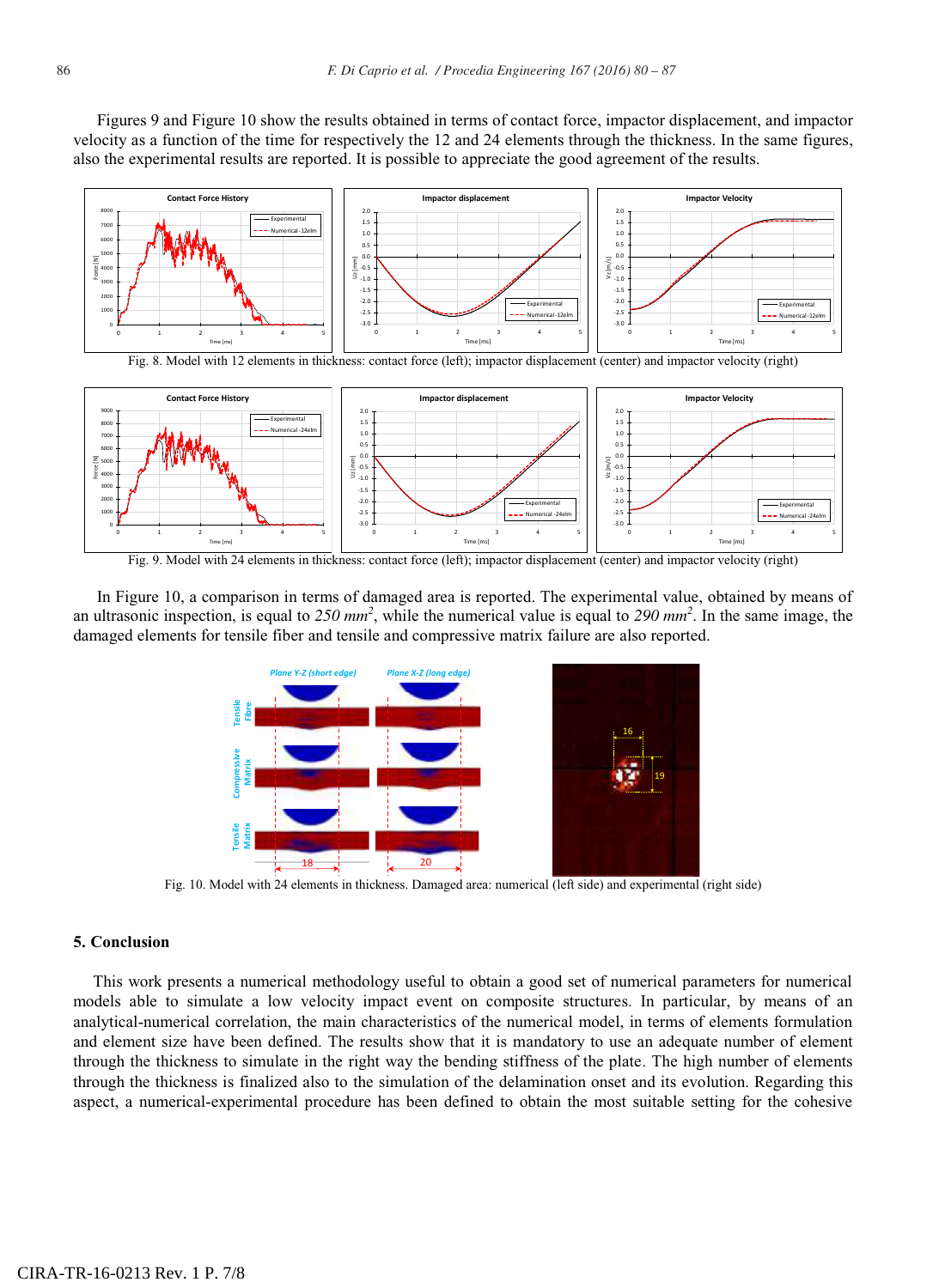Figures 9 and Figure 10 show the results obtained in terms of contact force, impactor displacement, and impactor velocity as a function of the time for respectively the 12 and 24 elements through the thickness. In the same figures, also the experimental results are reported. It is possible to appreciate the good agreement of the results.

Fig. 8. Model with 12 elements in thickness: contact force (left); impactor displacement (center) and impactor velocity (right)

Fig. 9. Model with 24 elements in thickness: contact force (left); impactor displacement (center) and impactor velocity (right)

In Figure 10, a comparison in terms of damaged area is reported. The experimental value, obtained by means of an ultrasonic inspection, is equal to *250 mm*$^2$, while the numerical value is equal to *290 mm*$^2$. In the same image, the damaged elements for tensile fiber and tensile and compressive matrix failure are also reported.

Fig. 10. Model with 24 elements in thickness. Damaged area: numerical (left side) and experimental (right side)

## 5. Conclusion

This work presents a numerical methodology useful to obtain a good set of numerical parameters for numerical models able to simulate a low velocity impact event on composite structures. In particular, by means of an analytical-numerical correlation, the main characteristics of the numerical model, in terms of elements formulation and element size have been defined. The results show that it is mandatory to use an adequate number of element through the thickness to simulate in the right way the bending stiffness of the plate. The high number of elements through the thickness is finalized also to the simulation of the delamination onset and its evolution. Regarding this aspect, a numerical-experimental procedure has been defined to obtain the most suitable setting for the cohesive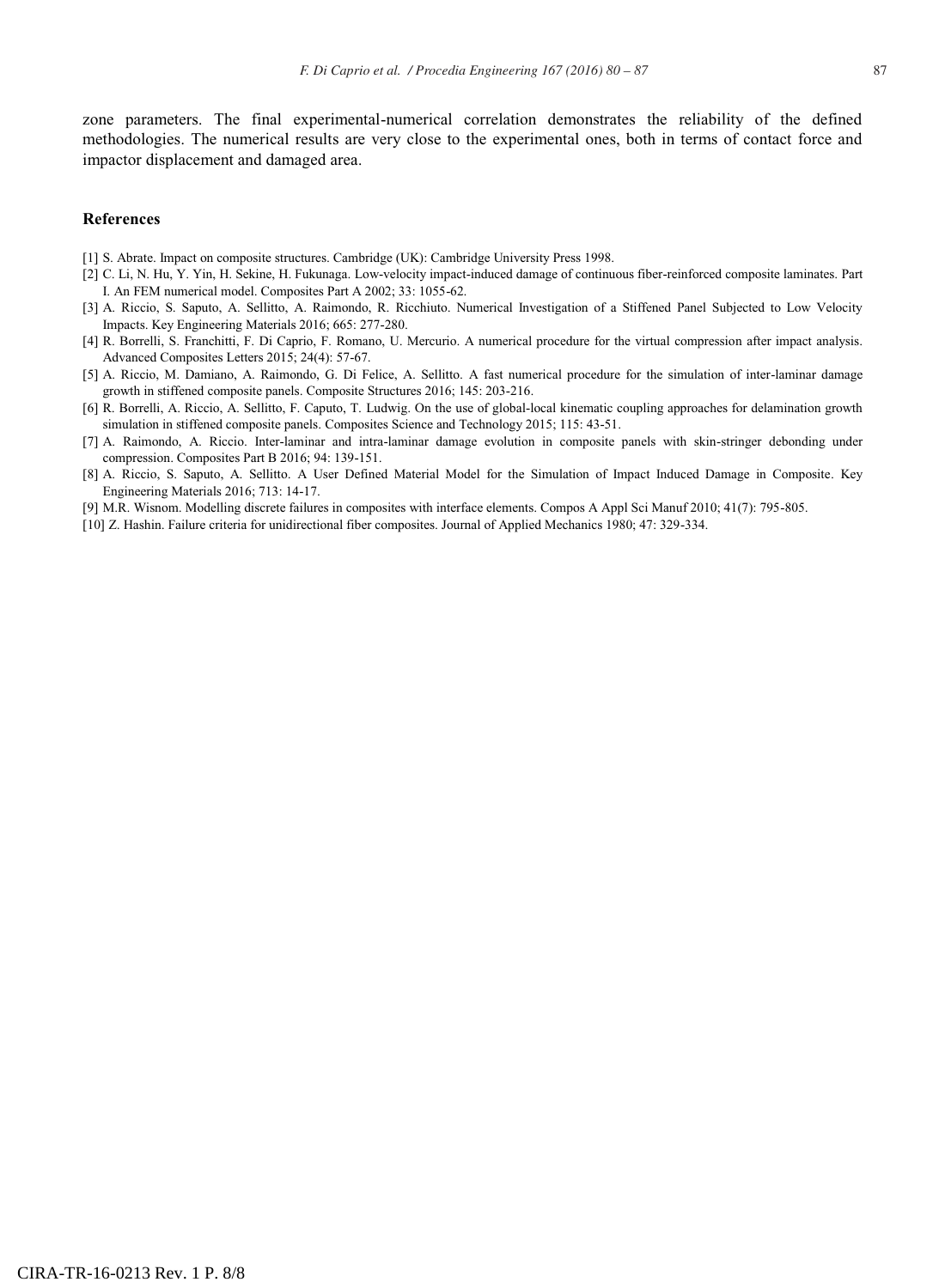zone parameters. The final experimental-numerical correlation demonstrates the reliability of the defined methodologies. The numerical results are very close to the experimental ones, both in terms of contact force and impactor displacement and damaged area.

## References

[1] S. Abrate. Impact on composite structures. Cambridge (UK): Cambridge University Press 1998.

[2] C. Li, N. Hu, Y. Yin, H. Sekine, H. Fukunaga. Low-velocity impact-induced damage of continuous fiber-reinforced composite laminates. Part I. An FEM numerical model. Composites Part A 2002; 33: 1055-62.

[3] A. Riccio, S. Saputo, A. Sellitto, A. Raimondo, R. Ricchiuto. Numerical Investigation of a Stiffened Panel Subjected to Low Velocity Impacts. Key Engineering Materials 2016; 665: 277-280.

[4] R. Borrelli, S. Franchitti, F. Di Caprio, F. Romano, U. Mercurio. A numerical procedure for the virtual compression after impact analysis. Advanced Composites Letters 2015; 24(4): 57-67.

[5] A. Riccio, M. Damiano, A. Raimondo, G. Di Felice, A. Sellitto. A fast numerical procedure for the simulation of inter-laminar damage growth in stiffened composite panels. Composite Structures 2016; 145: 203-216.

[6] R. Borrelli, A. Riccio, A. Sellitto, F. Caputo, T. Ludwig. On the use of global-local kinematic coupling approaches for delamination growth simulation in stiffened composite panels. Composites Science and Technology 2015; 115: 43-51.

[7] A. Raimondo, A. Riccio. Inter-laminar and intra-laminar damage evolution in composite panels with skin-stringer debonding under compression. Composites Part B 2016; 94: 139-151.

[8] A. Riccio, S. Saputo, A. Sellitto. A User Defined Material Model for the Simulation of Impact Induced Damage in Composite. Key Engineering Materials 2016; 713: 14-17.

[9] M.R. Wisnom. Modelling discrete failures in composites with interface elements. Compos A Appl Sci Manuf 2010; 41(7): 795-805.

[10] Z. Hashin. Failure criteria for unidirectional fiber composites. Journal of Applied Mechanics 1980; 47: 329-334.